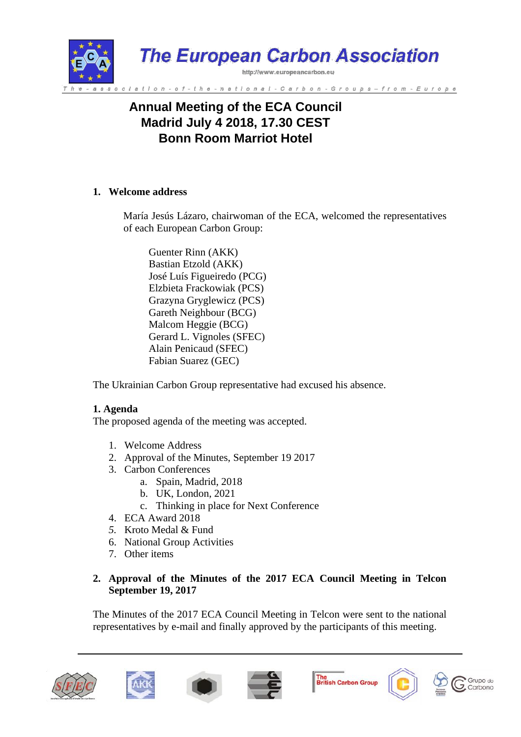# The European Carbon Association

http://www.europeancarbon.eu

The-association-of-the-national-Carbon-Groups–from-Europe

## Annual Meeting of the ECA Council
## Madrid July 4 2018, 17.30 CEST
## Bonn Room Marriot Hotel

1. **Welcome address**

   María Jesús Lázaro, chairwoman of the ECA, welcomed the representatives of each European Carbon Group:

   Guenter Rinn (AKK)
   Bastian Etzold (AKK)
   José Luís Figueiredo (PCG)
   Elzbieta Frackowiak (PCS)
   Grazyna Gryglewicz (PCS)
   Gareth Neighbour (BCG)
   Malcom Heggie (BCG)
   Gerard L. Vignoles (SFEC)
   Alain Penicaud (SFEC)
   Fabian Suarez (GEC)

The Ukrainian Carbon Group representative had excused his absence.

**1. Agenda**

The proposed agenda of the meeting was accepted.

1. Welcome Address
2. Approval of the Minutes, September 19 2017
3. Carbon Conferences
   a. Spain, Madrid, 2018
   b. UK, London, 2021
   c. Thinking in place for Next Conference
4. ECA Award 2018
5. Kroto Medal & Fund
6. National Group Activities
7. Other items

2. **Approval of the Minutes of the 2017 ECA Council Meeting in Telcon September 19, 2017**

The Minutes of the 2017 ECA Council Meeting in Telcon were sent to the national representatives by e-mail and finally approved by the participants of this meeting.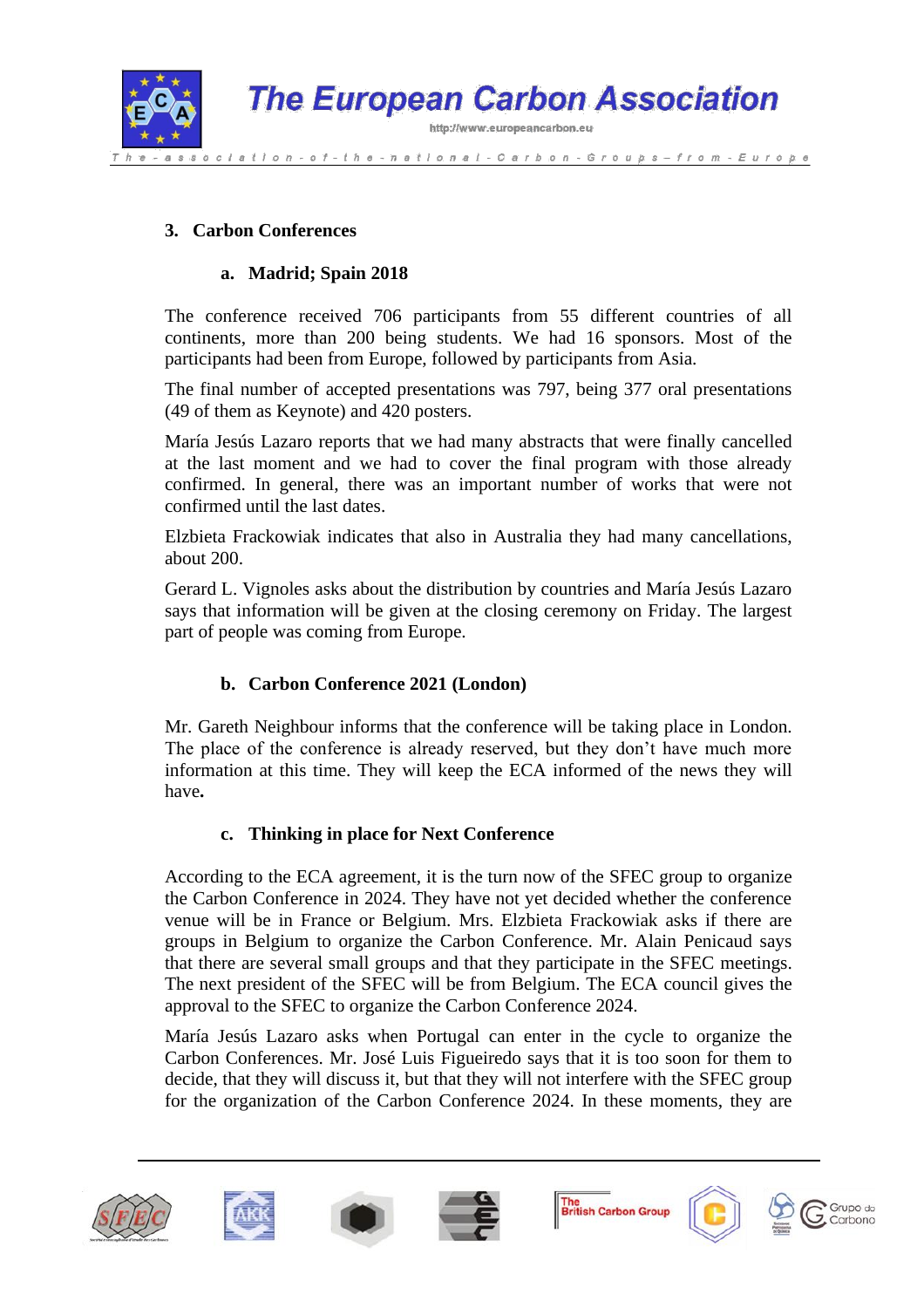## 3. Carbon Conferences

### a. Madrid; Spain 2018

The conference received 706 participants from 55 different countries of all continents, more than 200 being students. We had 16 sponsors. Most of the participants had been from Europe, followed by participants from Asia.

The final number of accepted presentations was 797, being 377 oral presentations (49 of them as Keynote) and 420 posters.

María Jesús Lazaro reports that we had many abstracts that were finally cancelled at the last moment and we had to cover the final program with those already confirmed. In general, there was an important number of works that were not confirmed until the last dates.

Elzbieta Frackowiak indicates that also in Australia they had many cancellations, about 200.

Gerard L. Vignoles asks about the distribution by countries and María Jesús Lazaro says that information will be given at the closing ceremony on Friday. The largest part of people was coming from Europe.

### b. Carbon Conference 2021 (London)

Mr. Gareth Neighbour informs that the conference will be taking place in London. The place of the conference is already reserved, but they don't have much more information at this time. They will keep the ECA informed of the news they will have**.**

### c. Thinking in place for Next Conference

According to the ECA agreement, it is the turn now of the SFEC group to organize the Carbon Conference in 2024. They have not yet decided whether the conference venue will be in France or Belgium. Mrs. Elzbieta Frackowiak asks if there are groups in Belgium to organize the Carbon Conference. Mr. Alain Penicaud says that there are several small groups and that they participate in the SFEC meetings. The next president of the SFEC will be from Belgium. The ECA council gives the approval to the SFEC to organize the Carbon Conference 2024.

María Jesús Lazaro asks when Portugal can enter in the cycle to organize the Carbon Conferences. Mr. José Luis Figueiredo says that it is too soon for them to decide, that they will discuss it, but that they will not interfere with the SFEC group for the organization of the Carbon Conference 2024. In these moments, they are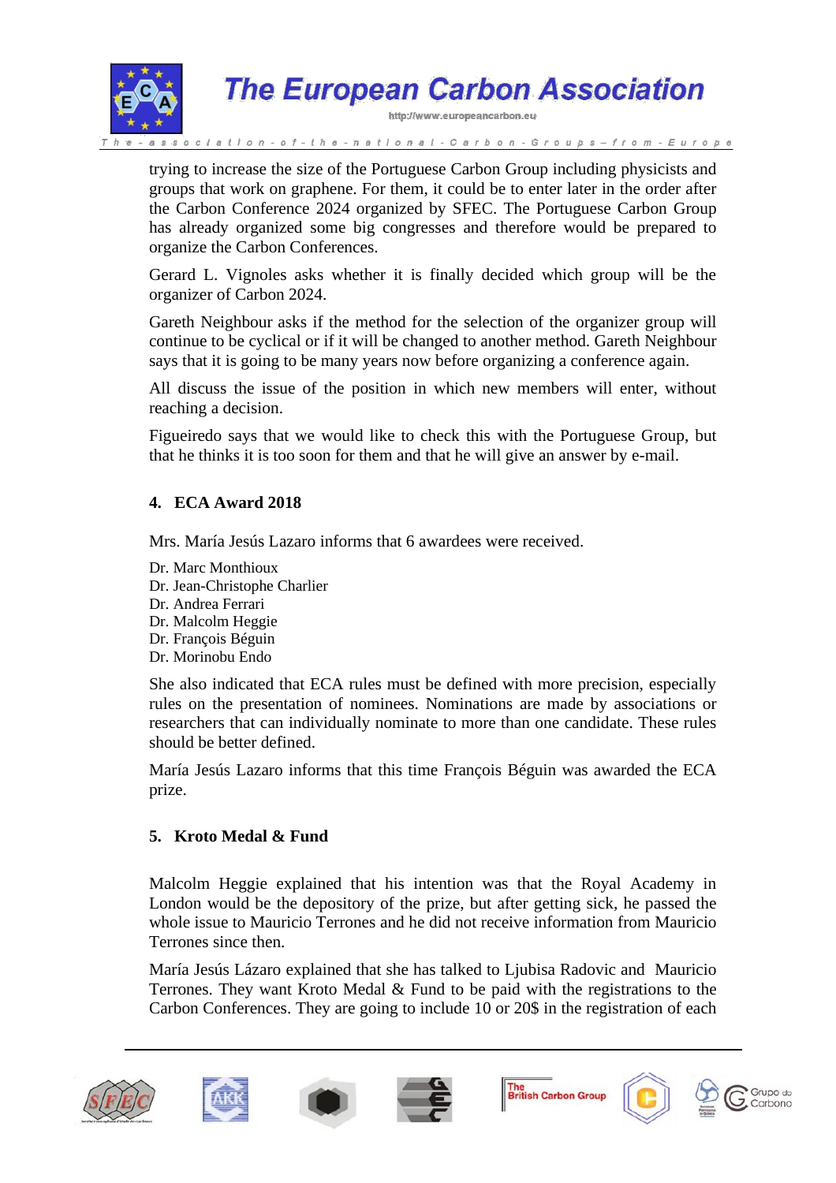trying to increase the size of the Portuguese Carbon Group including physicists and groups that work on graphene. For them, it could be to enter later in the order after the Carbon Conference 2024 organized by SFEC. The Portuguese Carbon Group has already organized some big congresses and therefore would be prepared to organize the Carbon Conferences.

Gerard L. Vignoles asks whether it is finally decided which group will be the organizer of Carbon 2024.

Gareth Neighbour asks if the method for the selection of the organizer group will continue to be cyclical or if it will be changed to another method. Gareth Neighbour says that it is going to be many years now before organizing a conference again.

All discuss the issue of the position in which new members will enter, without reaching a decision.

Figueiredo says that we would like to check this with the Portuguese Group, but that he thinks it is too soon for them and that he will give an answer by e-mail.

## 4. ECA Award 2018

Mrs. María Jesús Lazaro informs that 6 awardees were received.

Dr. Marc Monthioux
Dr. Jean-Christophe Charlier
Dr. Andrea Ferrari
Dr. Malcolm Heggie
Dr. François Béguin
Dr. Morinobu Endo

She also indicated that ECA rules must be defined with more precision, especially rules on the presentation of nominees. Nominations are made by associations or researchers that can individually nominate to more than one candidate. These rules should be better defined.

María Jesús Lazaro informs that this time François Béguin was awarded the ECA prize.

## 5. Kroto Medal & Fund

Malcolm Heggie explained that his intention was that the Royal Academy in London would be the depository of the prize, but after getting sick, he passed the whole issue to Mauricio Terrones and he did not receive information from Mauricio Terrones since then.

María Jesús Lázaro explained that she has talked to Ljubisa Radovic and Mauricio Terrones. They want Kroto Medal & Fund to be paid with the registrations to the Carbon Conferences. They are going to include 10 or 20$ in the registration of each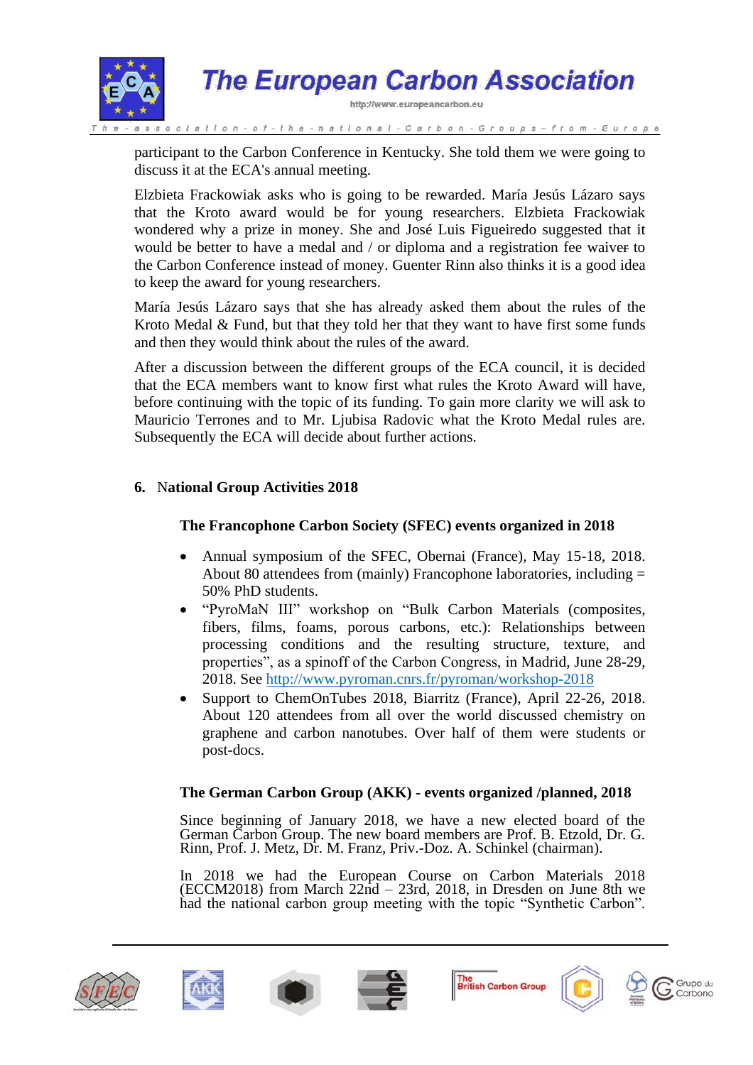participant to the Carbon Conference in Kentucky. She told them we were going to discuss it at the ECA's annual meeting.

Elzbieta Frackowiak asks who is going to be rewarded. María Jesús Lázaro says that the Kroto award would be for young researchers. Elzbieta Frackowiak wondered why a prize in money. She and José Luis Figueiredo suggested that it would be better to have a medal and / or diploma and a registration fee waiver to the Carbon Conference instead of money. Guenter Rinn also thinks it is a good idea to keep the award for young researchers.

María Jesús Lázaro says that she has already asked them about the rules of the Kroto Medal & Fund, but that they told her that they want to have first some funds and then they would think about the rules of the award.

After a discussion between the different groups of the ECA council, it is decided that the ECA members want to know first what rules the Kroto Award will have, before continuing with the topic of its funding. To gain more clarity we will ask to Mauricio Terrones and to Mr. Ljubisa Radovic what the Kroto Medal rules are. Subsequently the ECA will decide about further actions.

## 6. National Group Activities 2018

### The Francophone Carbon Society (SFEC) events organized in 2018

- Annual symposium of the SFEC, Obernai (France), May 15-18, 2018. About 80 attendees from (mainly) Francophone laboratories, including = 50% PhD students.
- "PyroMaN III" workshop on "Bulk Carbon Materials (composites, fibers, films, foams, porous carbons, etc.): Relationships between processing conditions and the resulting structure, texture, and properties", as a spinoff of the Carbon Congress, in Madrid, June 28-29, 2018. See http://www.pyroman.cnrs.fr/pyroman/workshop-2018
- Support to ChemOnTubes 2018, Biarritz (France), April 22-26, 2018. About 120 attendees from all over the world discussed chemistry on graphene and carbon nanotubes. Over half of them were students or post-docs.

### The German Carbon Group (AKK) - events organized /planned, 2018

Since beginning of January 2018, we have a new elected board of the German Carbon Group. The new board members are Prof. B. Etzold, Dr. G. Rinn, Prof. J. Metz, Dr. M. Franz, Priv.-Doz. A. Schinkel (chairman).

In 2018 we had the European Course on Carbon Materials 2018 (ECCM2018) from March 22nd – 23rd, 2018, in Dresden on June 8th we had the national carbon group meeting with the topic "Synthetic Carbon".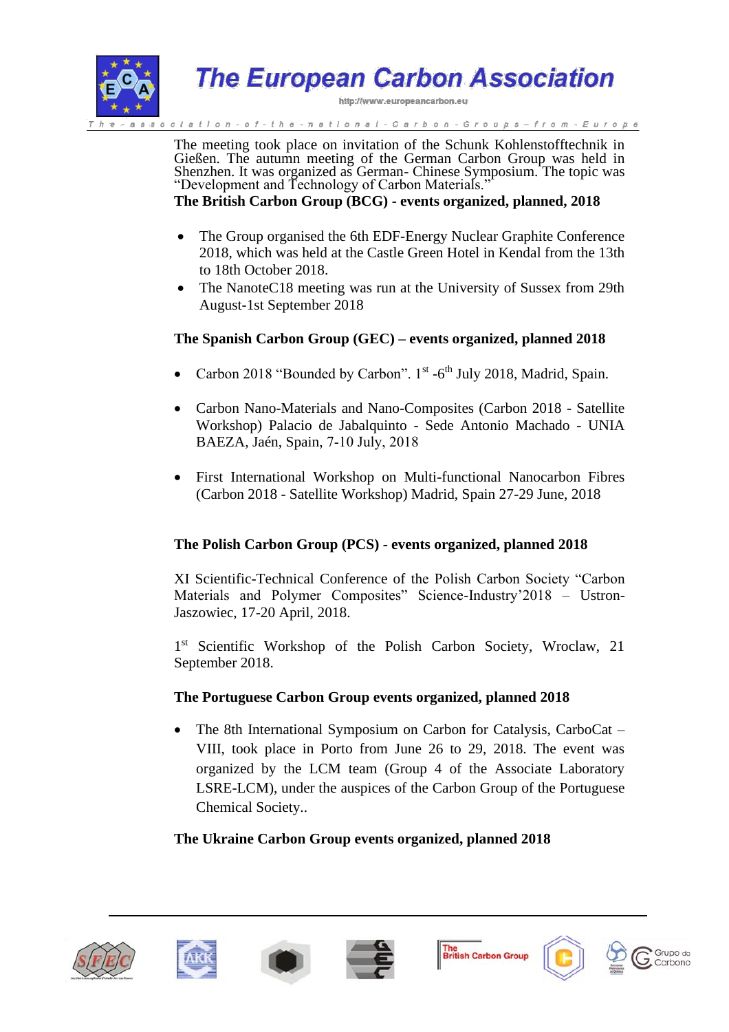The meeting took place on invitation of the Schunk Kohlenstofftechnik in Gießen. The autumn meeting of the German Carbon Group was held in Shenzhen. It was organized as German- Chinese Symposium. The topic was "Development and Technology of Carbon Materials."

**The British Carbon Group (BCG) - events organized, planned, 2018**

- The Group organised the 6th EDF-Energy Nuclear Graphite Conference 2018, which was held at the Castle Green Hotel in Kendal from the 13th to 18th October 2018.
- The NanoteC18 meeting was run at the University of Sussex from 29th August-1st September 2018

**The Spanish Carbon Group (GEC) – events organized, planned 2018**

- Carbon 2018 "Bounded by Carbon". 1st -6th July 2018, Madrid, Spain.
- Carbon Nano-Materials and Nano-Composites (Carbon 2018 - Satellite Workshop) Palacio de Jabalquinto - Sede Antonio Machado - UNIA BAEZA, Jaén, Spain, 7-10 July, 2018
- First International Workshop on Multi-functional Nanocarbon Fibres (Carbon 2018 - Satellite Workshop) Madrid, Spain 27-29 June, 2018

**The Polish Carbon Group (PCS) - events organized, planned 2018**

XI Scientific-Technical Conference of the Polish Carbon Society "Carbon Materials and Polymer Composites" Science-Industry'2018 – Ustron-Jaszowiec, 17-20 April, 2018.

1st Scientific Workshop of the Polish Carbon Society, Wroclaw, 21 September 2018.

**The Portuguese Carbon Group events organized, planned 2018**

- The 8th International Symposium on Carbon for Catalysis, CarboCat – VIII, took place in Porto from June 26 to 29, 2018. The event was organized by the LCM team (Group 4 of the Associate Laboratory LSRE-LCM), under the auspices of the Carbon Group of the Portuguese Chemical Society..

**The Ukraine Carbon Group events organized, planned 2018**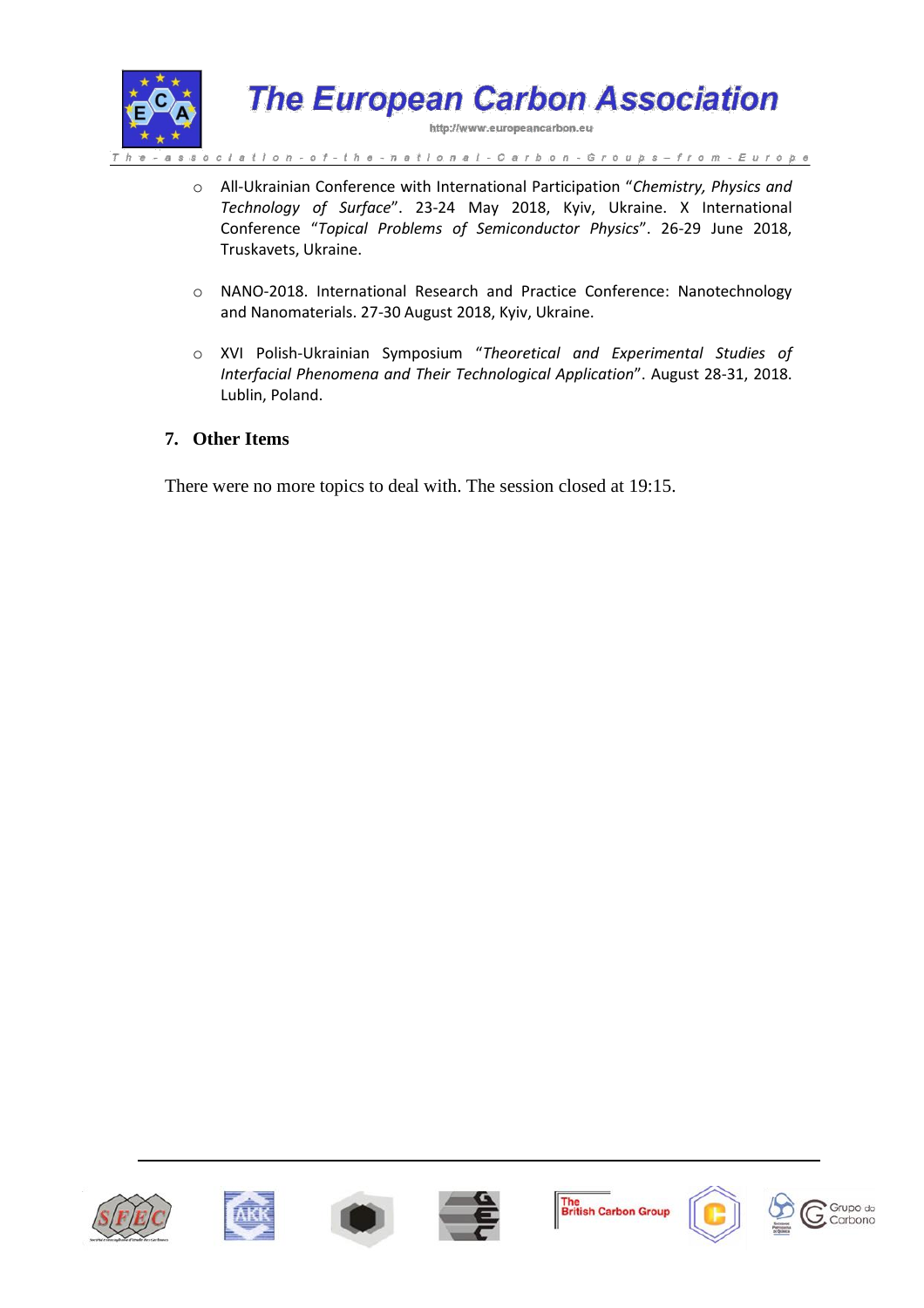- All-Ukrainian Conference with International Participation "*Chemistry, Physics and Technology of Surface*". 23-24 May 2018, Kyiv, Ukraine. X International Conference "*Topical Problems of Semiconductor Physics*". 26-29 June 2018, Truskavets, Ukraine.

- NANO-2018. International Research and Practice Conference: Nanotechnology and Nanomaterials. 27-30 August 2018, Kyiv, Ukraine.

- XVI Polish-Ukrainian Symposium "*Theoretical and Experimental Studies of Interfacial Phenomena and Their Technological Application*". August 28-31, 2018. Lublin, Poland.

## 7. Other Items

There were no more topics to deal with. The session closed at 19:15.